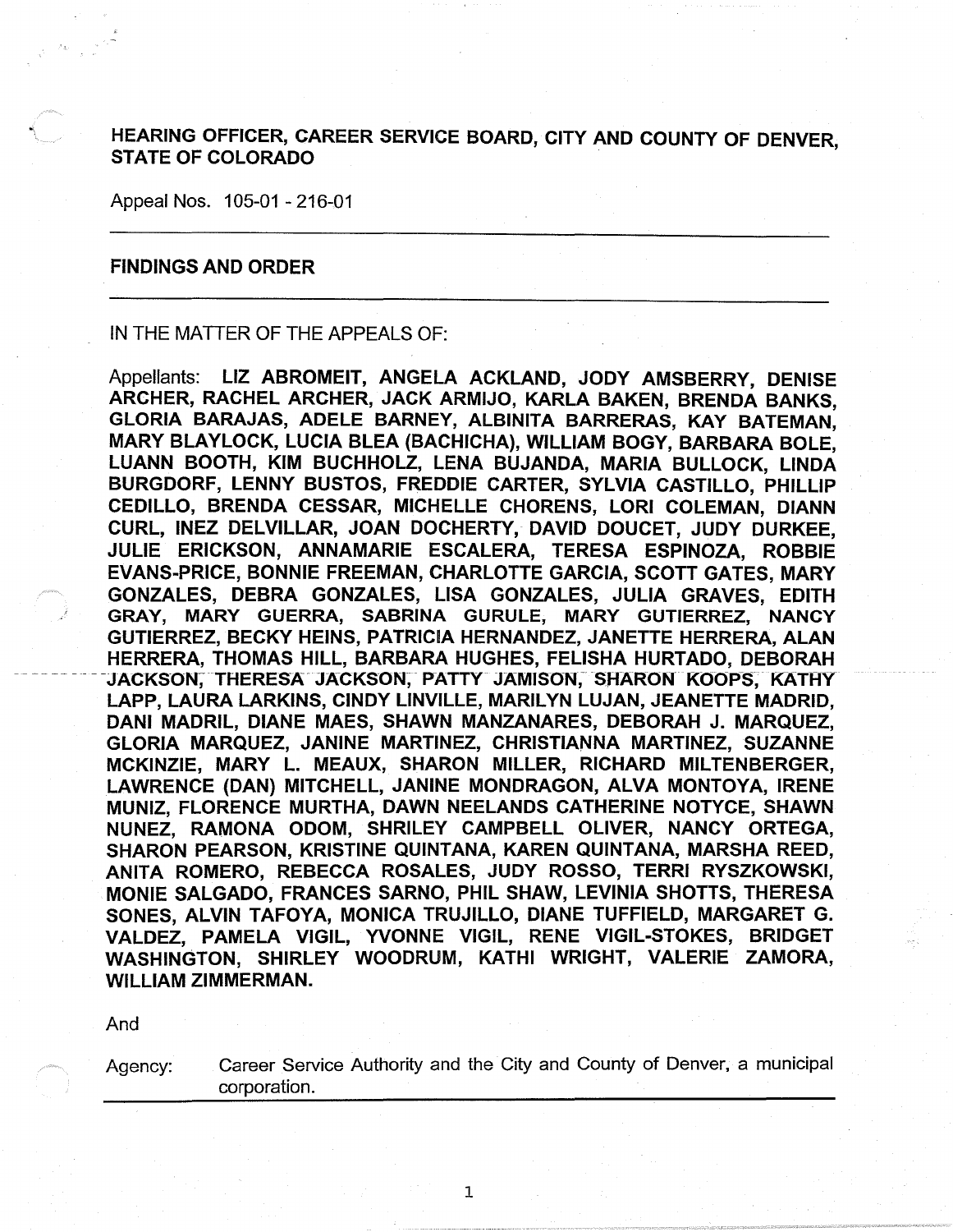**HEARING OFFICER, CAREER SERVICE BOARD, CITY AND COUNTY OF DENVER, STATE OF COLORADO**

Appeal Nos. 105-01 - 216-01

---

**FINDINGS AND ORDER**

---

IN THE MATTER OF THE APPEALS OF:

Appellants: **LIZ ABROMEIT, ANGELA ACKLAND, JODY AMSBERRY, DENISE ARCHER, RACHEL ARCHER, JACK ARMIJO, KARLA BAKEN, BRENDA BANKS, GLORIA BARAJAS, ADELE BARNEY, ALBINITA BARRERAS, KAY BATEMAN, MARY BLAYLOCK, LUCIA BLEA (BACHICHA), WILLIAM BOGY, BARBARA BOLE, LUANN BOOTH, KIM BUCHHOLZ, LENA BUJANDA, MARIA BULLOCK, LINDA BURGDORF, LENNY BUSTOS, FREDDIE CARTER, SYLVIA CASTILLO, PHILLIP CEDILLO, BRENDA CESSAR, MICHELLE CHORENS, LORI COLEMAN, DIANN CURL, INEZ DELVILLAR, JOAN DOCHERTY, DAVID DOUCET, JUDY DURKEE, JULIE ERICKSON, ANNAMARIE ESCALERA, TERESA ESPINOZA, ROBBIE EVANS-PRICE, BONNIE FREEMAN, CHARLOTTE GARCIA, SCOTT GATES, MARY GONZALES, DEBRA GONZALES, LISA GONZALES, JULIA GRAVES, EDITH GRAY, MARY GUERRA, SABRINA GURULE, MARY GUTIERREZ, NANCY GUTIERREZ, BECKY HEINS, PATRICIA HERNANDEZ, JANETTE HERRERA, ALAN HERRERA, THOMAS HILL, BARBARA HUGHES, FELISHA HURTADO, DEBORAH JACKSON, THERESA JACKSON, PATTY JAMISON, SHARON KOOPS, KATHY LAPP, LAURA LARKINS, CINDY LINVILLE, MARILYN LUJAN, JEANETTE MADRID, DANI MADRIL, DIANE MAES, SHAWN MANZANARES, DEBORAH J. MARQUEZ, GLORIA MARQUEZ, JANINE MARTINEZ, CHRISTIANNA MARTINEZ, SUZANNE MCKINZIE, MARY L. MEAUX, SHARON MILLER, RICHARD MILTENBERGER, LAWRENCE (DAN) MITCHELL, JANINE MONDRAGON, ALVA MONTOYA, IRENE MUNIZ, FLORENCE MURTHA, DAWN NEELANDS CATHERINE NOTYCE, SHAWN NUNEZ, RAMONA ODOM, SHRILEY CAMPBELL OLIVER, NANCY ORTEGA, SHARON PEARSON, KRISTINE QUINTANA, KAREN QUINTANA, MARSHA REED, ANITA ROMERO, REBECCA ROSALES, JUDY ROSSO, TERRI RYSZKOWSKI, MONIE SALGADO, FRANCES SARNO, PHIL SHAW, LEVINIA SHOTTS, THERESA SONES, ALVIN TAFOYA, MONICA TRUJILLO, DIANE TUFFIELD, MARGARET G. VALDEZ, PAMELA VIGIL, YVONNE VIGIL, RENE VIGIL-STOKES, BRIDGET WASHINGTON, SHIRLEY WOODRUM, KATHI WRIGHT, VALERIE ZAMORA, WILLIAM ZIMMERMAN.**

And

Agency: Career Service Authority and the City and County of Denver, a municipal corporation.

---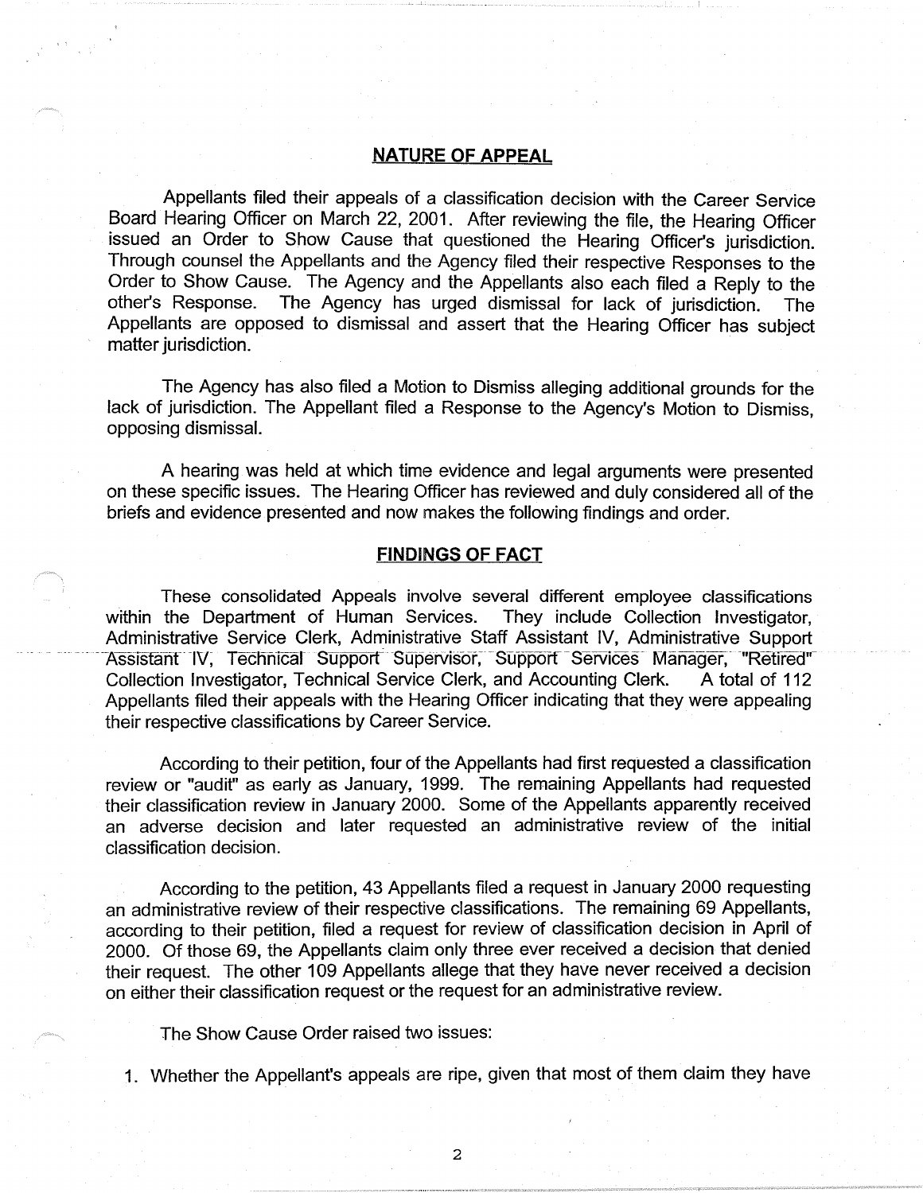## NATURE OF APPEAL

Appellants filed their appeals of a classification decision with the Career Service Board Hearing Officer on March 22, 2001. After reviewing the file, the Hearing Officer issued an Order to Show Cause that questioned the Hearing Officer's jurisdiction. Through counsel the Appellants and the Agency filed their respective Responses to the Order to Show Cause. The Agency and the Appellants also each filed a Reply to the other's Response. The Agency has urged dismissal for lack of jurisdiction. The Appellants are opposed to dismissal and assert that the Hearing Officer has subject matter jurisdiction.

The Agency has also filed a Motion to Dismiss alleging additional grounds for the lack of jurisdiction. The Appellant filed a Response to the Agency's Motion to Dismiss, opposing dismissal.

A hearing was held at which time evidence and legal arguments were presented on these specific issues. The Hearing Officer has reviewed and duly considered all of the briefs and evidence presented and now makes the following findings and order.

## FINDINGS OF FACT

These consolidated Appeals involve several different employee classifications within the Department of Human Services. They include Collection Investigator, Administrative Service Clerk, Administrative Staff Assistant IV, Administrative Support Assistant IV, Technical Support Supervisor, Support Services Manager, "Retired" Collection Investigator, Technical Service Clerk, and Accounting Clerk. A total of 112 Appellants filed their appeals with the Hearing Officer indicating that they were appealing their respective classifications by Career Service.

According to their petition, four of the Appellants had first requested a classification review or "audit" as early as January, 1999. The remaining Appellants had requested their classification review in January 2000. Some of the Appellants apparently received an adverse decision and later requested an administrative review of the initial classification decision.

According to the petition, 43 Appellants filed a request in January 2000 requesting an administrative review of their respective classifications. The remaining 69 Appellants, according to their petition, filed a request for review of classification decision in April of 2000. Of those 69, the Appellants claim only three ever received a decision that denied their request. The other 109 Appellants allege that they have never received a decision on either their classification request or the request for an administrative review.

The Show Cause Order raised two issues:

1. Whether the Appellant's appeals are ripe, given that most of them claim they have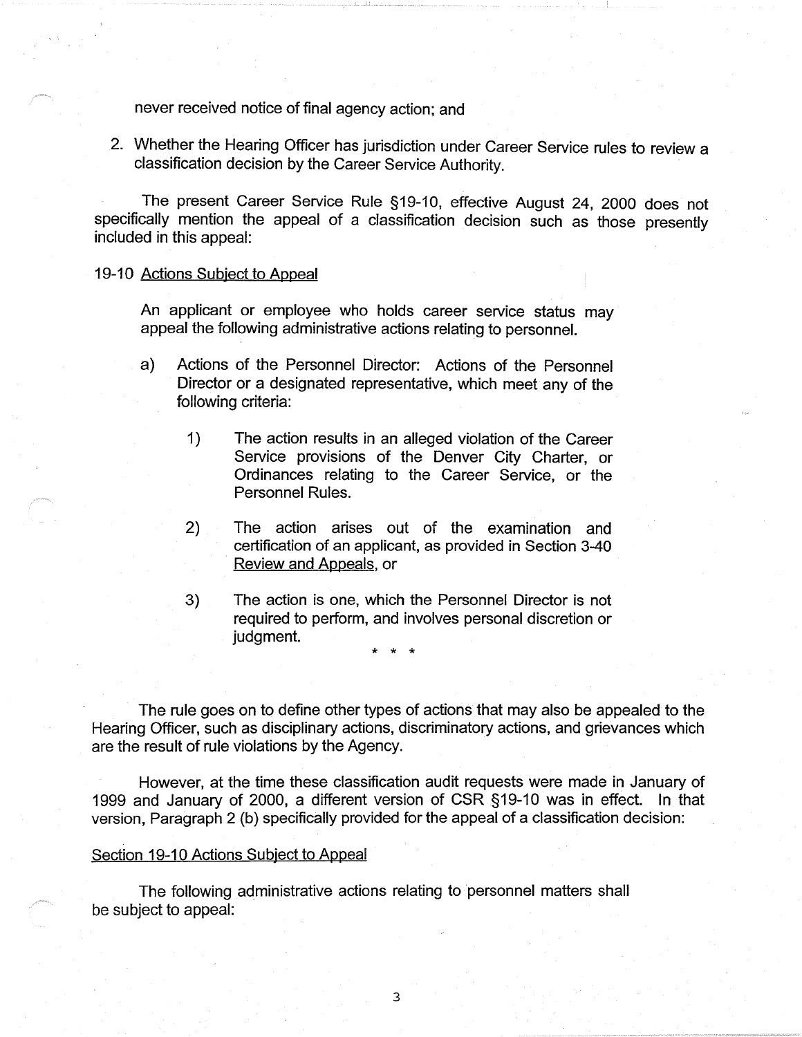never received notice of final agency action; and

2. Whether the Hearing Officer has jurisdiction under Career Service rules to review a classification decision by the Career Service Authority.

The present Career Service Rule §19-10, effective August 24, 2000 does not specifically mention the appeal of a classification decision such as those presently included in this appeal:

19-10 <u>Actions Subject to Appeal</u>

> An applicant or employee who holds career service status may appeal the following administrative actions relating to personnel.
>
> a) Actions of the Personnel Director: Actions of the Personnel Director or a designated representative, which meet any of the following criteria:
>
> 1) The action results in an alleged violation of the Career Service provisions of the Denver City Charter, or Ordinances relating to the Career Service, or the Personnel Rules.
>
> 2) The action arises out of the examination and certification of an applicant, as provided in Section 3-40 <u>Review and Appeals</u>, or
>
> 3) The action is one, which the Personnel Director is not required to perform, and involves personal discretion or judgment.
>
> \* \* \*

The rule goes on to define other types of actions that may also be appealed to the Hearing Officer, such as disciplinary actions, discriminatory actions, and grievances which are the result of rule violations by the Agency.

However, at the time these classification audit requests were made in January of 1999 and January of 2000, a different version of CSR §19-10 was in effect. In that version, Paragraph 2 (b) specifically provided for the appeal of a classification decision:

<u>Section 19-10 Actions Subject to Appeal</u>

> The following administrative actions relating to personnel matters shall be subject to appeal: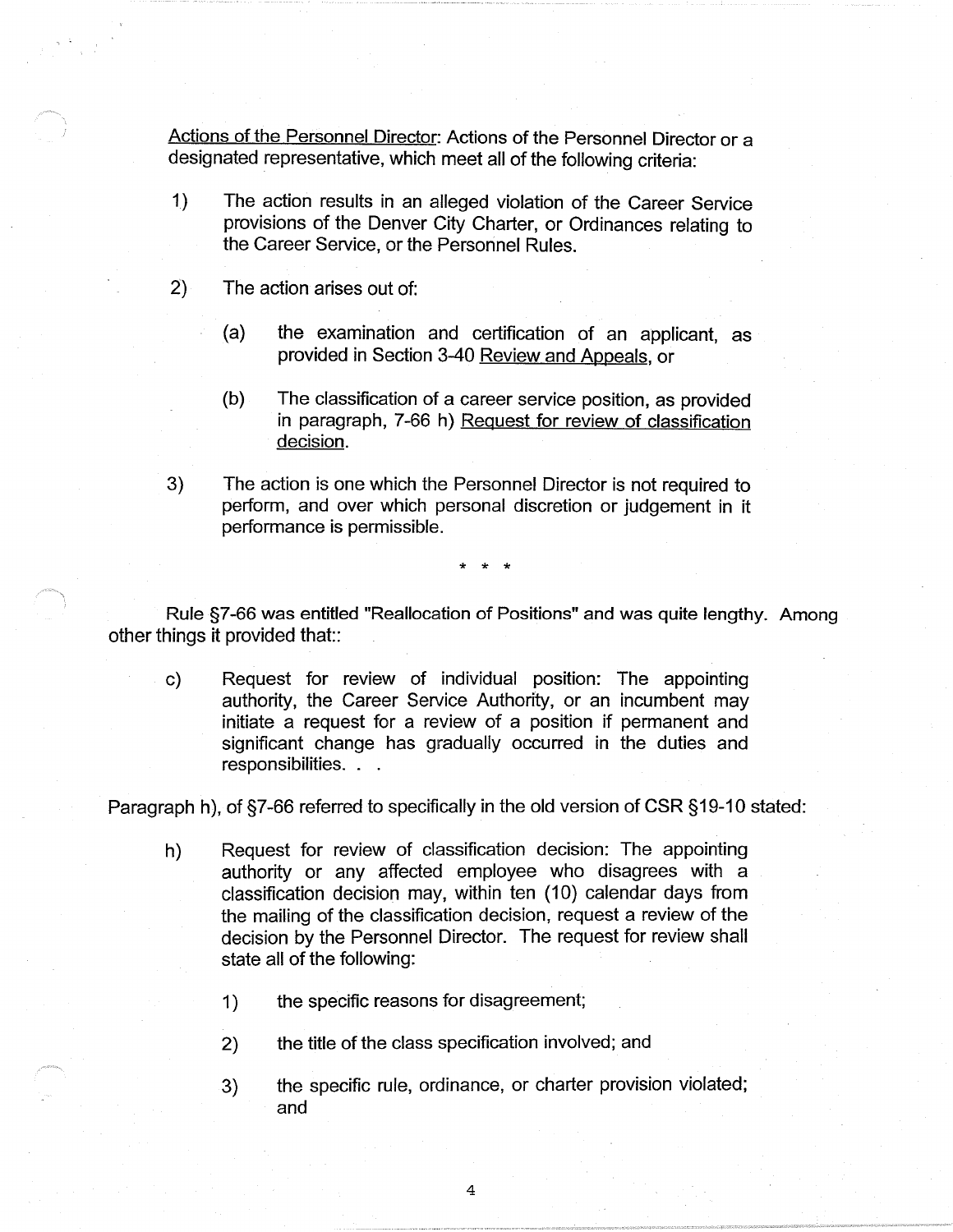<u>Actions of the Personnel Director</u>: Actions of the Personnel Director or a designated representative, which meet all of the following criteria:

1) The action results in an alleged violation of the Career Service provisions of the Denver City Charter, or Ordinances relating to the Career Service, or the Personnel Rules.

2) The action arises out of:

   (a) the examination and certification of an applicant, as provided in Section 3-40 <u>Review and Appeals</u>, or

   (b) The classification of a career service position, as provided in paragraph, 7-66 h) <u>Request for review of classification decision</u>.

3) The action is one which the Personnel Director is not required to perform, and over which personal discretion or judgement in it performance is permissible.

\* \* \*

Rule §7-66 was entitled "Reallocation of Positions" and was quite lengthy. Among other things it provided that::

> c) Request for review of individual position: The appointing authority, the Career Service Authority, or an incumbent may initiate a request for a review of a position if permanent and significant change has gradually occurred in the duties and responsibilities. . .

Paragraph h), of §7-66 referred to specifically in the old version of CSR §19-10 stated:

> h) Request for review of classification decision: The appointing authority or any affected employee who disagrees with a classification decision may, within ten (10) calendar days from the mailing of the classification decision, request a review of the decision by the Personnel Director. The request for review shall state all of the following:
>
> 1) the specific reasons for disagreement;
>
> 2) the title of the class specification involved; and
>
> 3) the specific rule, ordinance, or charter provision violated; and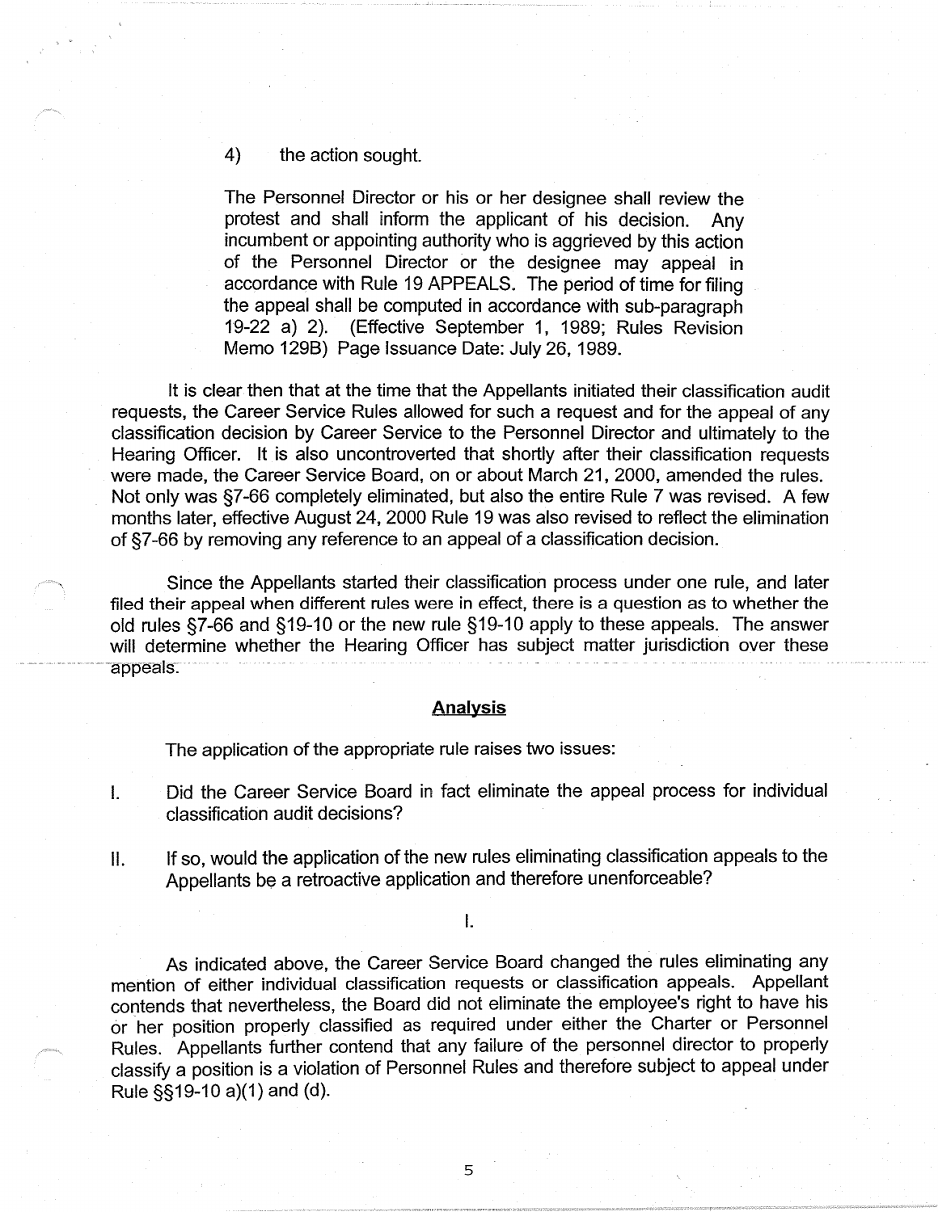4) the action sought.

The Personnel Director or his or her designee shall review the protest and shall inform the applicant of his decision. Any incumbent or appointing authority who is aggrieved by this action of the Personnel Director or the designee may appeal in accordance with Rule 19 APPEALS. The period of time for filing the appeal shall be computed in accordance with sub-paragraph 19-22 a) 2). (Effective September 1, 1989; Rules Revision Memo 129B) Page Issuance Date: July 26, 1989.

It is clear then that at the time that the Appellants initiated their classification audit requests, the Career Service Rules allowed for such a request and for the appeal of any classification decision by Career Service to the Personnel Director and ultimately to the Hearing Officer. It is also uncontroverted that shortly after their classification requests were made, the Career Service Board, on or about March 21, 2000, amended the rules. Not only was §7-66 completely eliminated, but also the entire Rule 7 was revised. A few months later, effective August 24, 2000 Rule 19 was also revised to reflect the elimination of §7-66 by removing any reference to an appeal of a classification decision.

Since the Appellants started their classification process under one rule, and later filed their appeal when different rules were in effect, there is a question as to whether the old rules §7-66 and §19-10 or the new rule §19-10 apply to these appeals. The answer will determine whether the Hearing Officer has subject matter jurisdiction over these appeals.

## Analysis

The application of the appropriate rule raises two issues:

I. Did the Career Service Board in fact eliminate the appeal process for individual classification audit decisions?

II. If so, would the application of the new rules eliminating classification appeals to the Appellants be a retroactive application and therefore unenforceable?

I.

As indicated above, the Career Service Board changed the rules eliminating any mention of either individual classification requests or classification appeals. Appellant contends that nevertheless, the Board did not eliminate the employee's right to have his or her position properly classified as required under either the Charter or Personnel Rules. Appellants further contend that any failure of the personnel director to properly classify a position is a violation of Personnel Rules and therefore subject to appeal under Rule §§19-10 a)(1) and (d).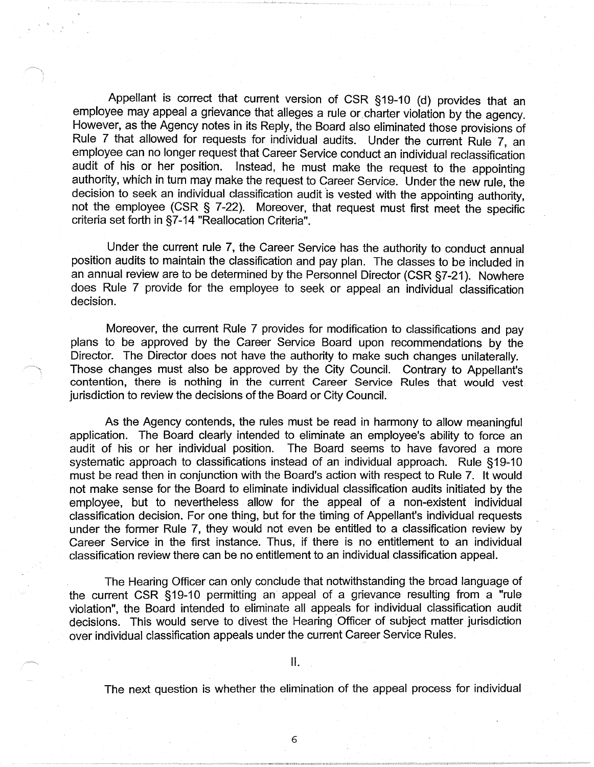Appellant is correct that current version of CSR §19-10 (d) provides that an employee may appeal a grievance that alleges a rule or charter violation by the agency. However, as the Agency notes in its Reply, the Board also eliminated those provisions of Rule 7 that allowed for requests for individual audits. Under the current Rule 7, an employee can no longer request that Career Service conduct an individual reclassification audit of his or her position. Instead, he must make the request to the appointing authority, which in turn may make the request to Career Service. Under the new rule, the decision to seek an individual classification audit is vested with the appointing authority, not the employee (CSR § 7-22). Moreover, that request must first meet the specific criteria set forth in §7-14 "Reallocation Criteria".

Under the current rule 7, the Career Service has the authority to conduct annual position audits to maintain the classification and pay plan. The classes to be included in an annual review are to be determined by the Personnel Director (CSR §7-21). Nowhere does Rule 7 provide for the employee to seek or appeal an individual classification decision.

Moreover, the current Rule 7 provides for modification to classifications and pay plans to be approved by the Career Service Board upon recommendations by the Director. The Director does not have the authority to make such changes unilaterally. Those changes must also be approved by the City Council. Contrary to Appellant's contention, there is nothing in the current Career Service Rules that would vest jurisdiction to review the decisions of the Board or City Council.

As the Agency contends, the rules must be read in harmony to allow meaningful application. The Board clearly intended to eliminate an employee's ability to force an audit of his or her individual position. The Board seems to have favored a more systematic approach to classifications instead of an individual approach. Rule §19-10 must be read then in conjunction with the Board's action with respect to Rule 7. It would not make sense for the Board to eliminate individual classification audits initiated by the employee, but to nevertheless allow for the appeal of a non-existent individual classification decision. For one thing, but for the timing of Appellant's individual requests under the former Rule 7, they would not even be entitled to a classification review by Career Service in the first instance. Thus, if there is no entitlement to an individual classification review there can be no entitlement to an individual classification appeal.

The Hearing Officer can only conclude that notwithstanding the broad language of the current CSR §19-10 permitting an appeal of a grievance resulting from a "rule violation", the Board intended to eliminate all appeals for individual classification audit decisions. This would serve to divest the Hearing Officer of subject matter jurisdiction over individual classification appeals under the current Career Service Rules.

II.

The next question is whether the elimination of the appeal process for individual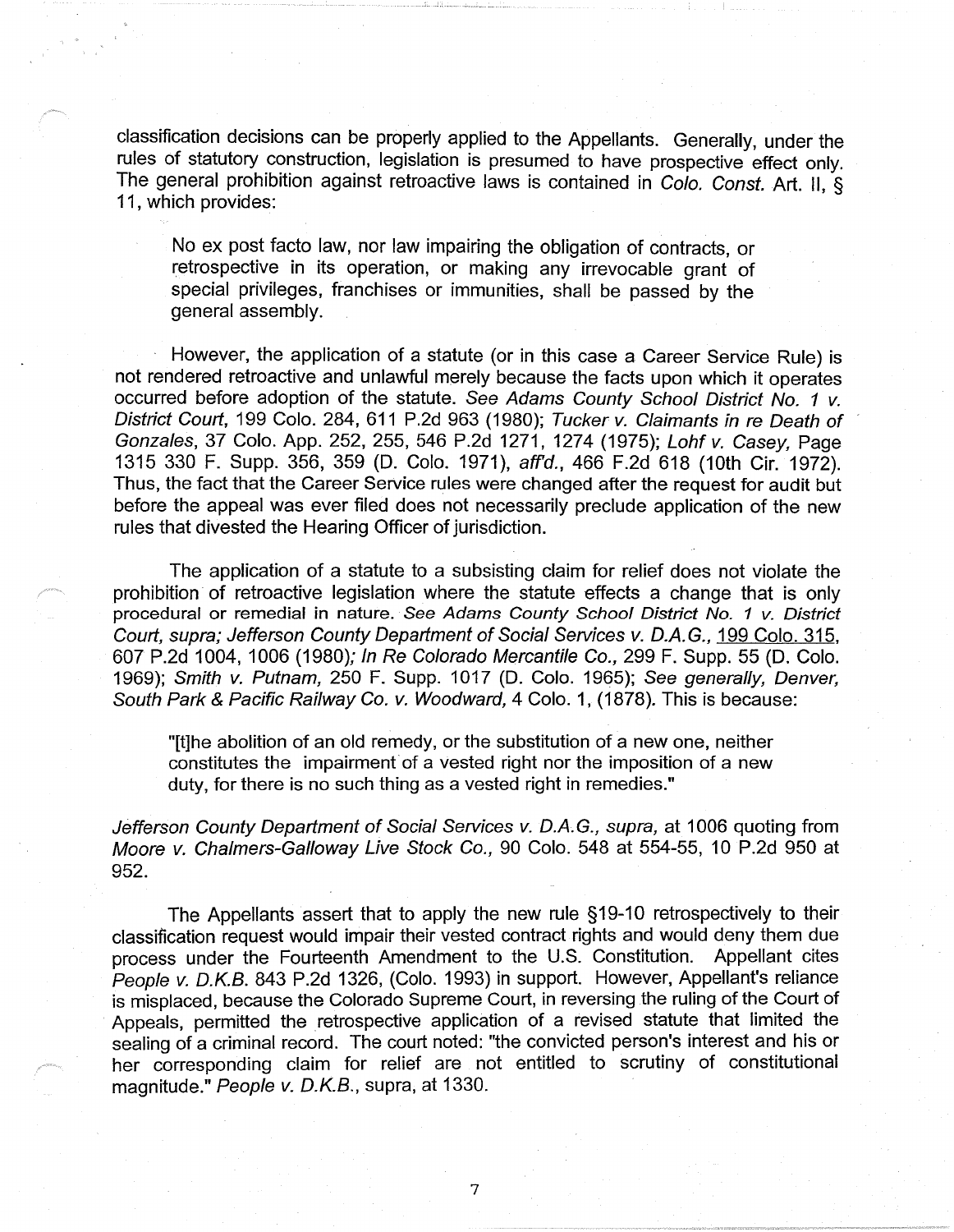classification decisions can be properly applied to the Appellants. Generally, under the rules of statutory construction, legislation is presumed to have prospective effect only. The general prohibition against retroactive laws is contained in *Colo. Const.* Art. II, § 11, which provides:

> No ex post facto law, nor law impairing the obligation of contracts, or retrospective in its operation, or making any irrevocable grant of special privileges, franchises or immunities, shall be passed by the general assembly.

However, the application of a statute (or in this case a Career Service Rule) is not rendered retroactive and unlawful merely because the facts upon which it operates occurred before adoption of the statute. *See Adams County School District No. 1 v. District Court*, 199 Colo. 284, 611 P.2d 963 (1980); *Tucker v. Claimants in re Death of Gonzales*, 37 Colo. App. 252, 255, 546 P.2d 1271, 1274 (1975); *Lohf v. Casey,* Page 1315 330 F. Supp. 356, 359 (D. Colo. 1971), *aff'd.,* 466 F.2d 618 (10th Cir. 1972). Thus, the fact that the Career Service rules were changed after the request for audit but before the appeal was ever filed does not necessarily preclude application of the new rules that divested the Hearing Officer of jurisdiction.

The application of a statute to a subsisting claim for relief does not violate the prohibition of retroactive legislation where the statute effects a change that is only procedural or remedial in nature. *See Adams County School District No. 1 v. District Court, supra; Jefferson County Department of Social Services v. D.A.G.,* 199 Colo. 315, 607 P.2d 1004, 1006 (1980)*; In Re Colorado Mercantile Co.,* 299 F. Supp. 55 (D. Colo. 1969); *Smith v. Putnam,* 250 F. Supp. 1017 (D. Colo. 1965); *See generally, Denver, South Park & Pacific Railway Co. v. Woodward,* 4 Colo. 1, (1878). This is because:

> "[t]he abolition of an old remedy, or the substitution of a new one, neither constitutes the impairment of a vested right nor the imposition of a new duty, for there is no such thing as a vested right in remedies."

*Jefferson County Department of Social Services v. D.A.G., supra,* at 1006 quoting from *Moore v. Chalmers-Galloway Live Stock Co.,* 90 Colo. 548 at 554-55, 10 P.2d 950 at 952.

The Appellants assert that to apply the new rule §19-10 retrospectively to their classification request would impair their vested contract rights and would deny them due process under the Fourteenth Amendment to the U.S. Constitution. Appellant cites *People v. D.K.B.* 843 P.2d 1326, (Colo. 1993) in support. However, Appellant's reliance is misplaced, because the Colorado Supreme Court, in reversing the ruling of the Court of Appeals, permitted the retrospective application of a revised statute that limited the sealing of a criminal record. The court noted: "the convicted person's interest and his or her corresponding claim for relief are not entitled to scrutiny of constitutional magnitude." *People v. D.K.B.*, supra, at 1330.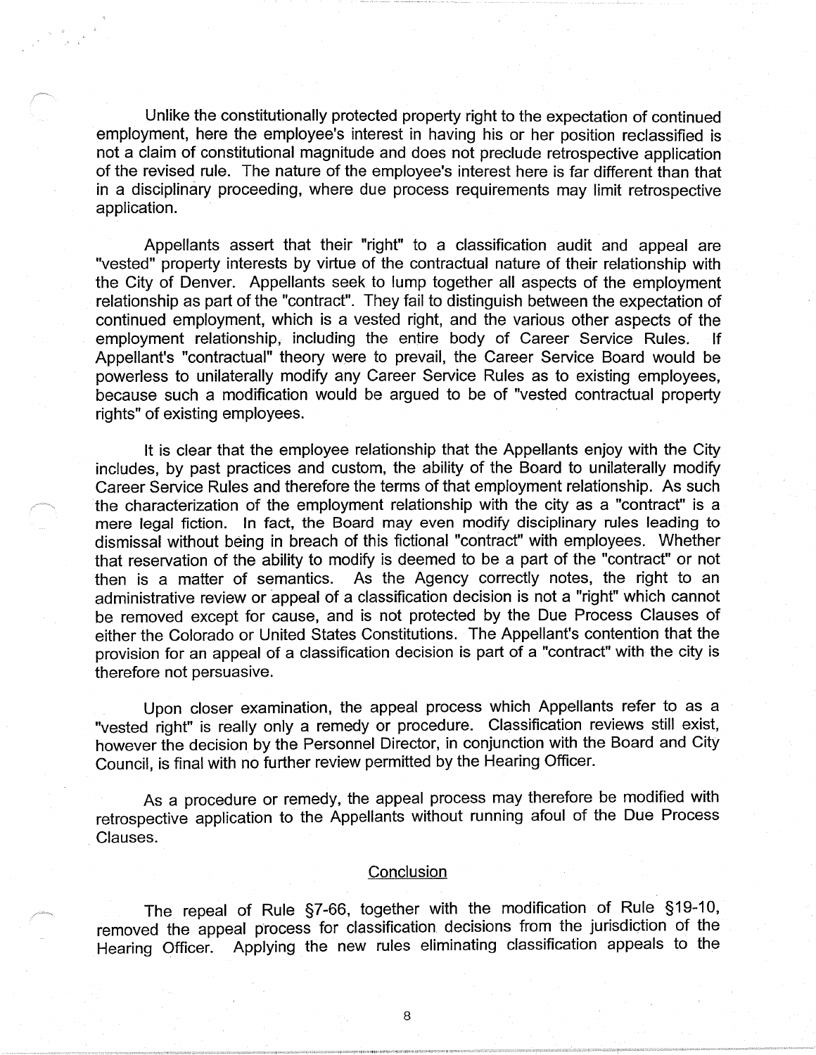Unlike the constitutionally protected property right to the expectation of continued employment, here the employee's interest in having his or her position reclassified is not a claim of constitutional magnitude and does not preclude retrospective application of the revised rule. The nature of the employee's interest here is far different than that in a disciplinary proceeding, where due process requirements may limit retrospective application.

Appellants assert that their "right" to a classification audit and appeal are "vested" property interests by virtue of the contractual nature of their relationship with the City of Denver. Appellants seek to lump together all aspects of the employment relationship as part of the "contract". They fail to distinguish between the expectation of continued employment, which is a vested right, and the various other aspects of the employment relationship, including the entire body of Career Service Rules. If Appellant's "contractual" theory were to prevail, the Career Service Board would be powerless to unilaterally modify any Career Service Rules as to existing employees, because such a modification would be argued to be of "vested contractual property rights" of existing employees.

It is clear that the employee relationship that the Appellants enjoy with the City includes, by past practices and custom, the ability of the Board to unilaterally modify Career Service Rules and therefore the terms of that employment relationship. As such the characterization of the employment relationship with the city as a "contract" is a mere legal fiction. In fact, the Board may even modify disciplinary rules leading to dismissal without being in breach of this fictional "contract" with employees. Whether that reservation of the ability to modify is deemed to be a part of the "contract" or not then is a matter of semantics. As the Agency correctly notes, the right to an administrative review or appeal of a classification decision is not a "right" which cannot be removed except for cause, and is not protected by the Due Process Clauses of either the Colorado or United States Constitutions. The Appellant's contention that the provision for an appeal of a classification decision is part of a "contract" with the city is therefore not persuasive.

Upon closer examination, the appeal process which Appellants refer to as a "vested right" is really only a remedy or procedure. Classification reviews still exist, however the decision by the Personnel Director, in conjunction with the Board and City Council, is final with no further review permitted by the Hearing Officer.

As a procedure or remedy, the appeal process may therefore be modified with retrospective application to the Appellants without running afoul of the Due Process Clauses.

## Conclusion

The repeal of Rule §7-66, together with the modification of Rule §19-10, removed the appeal process for classification decisions from the jurisdiction of the Hearing Officer. Applying the new rules eliminating classification appeals to the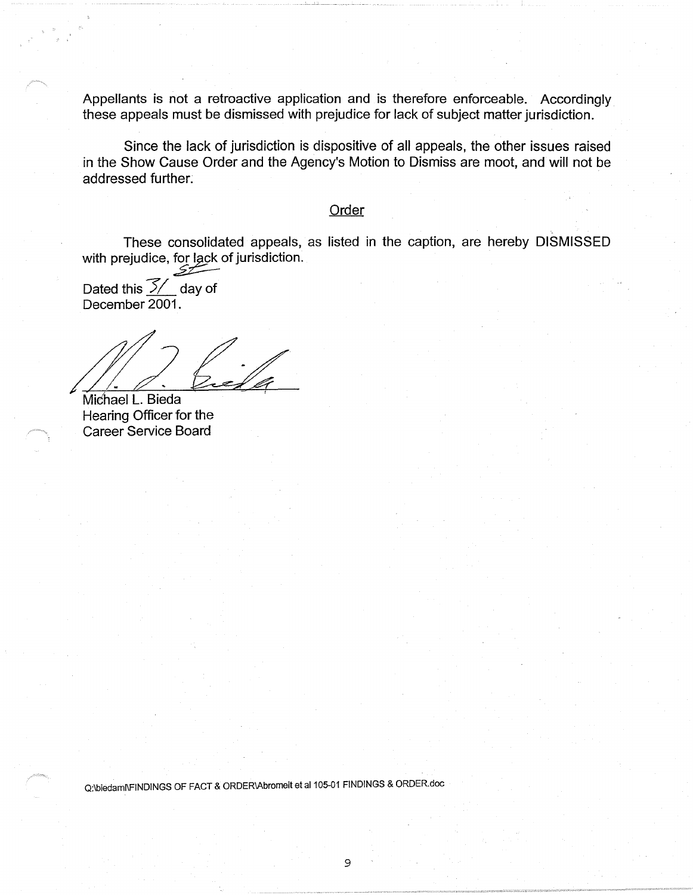Appellants is not a retroactive application and is therefore enforceable. Accordingly these appeals must be dismissed with prejudice for lack of subject matter jurisdiction.

Since the lack of jurisdiction is dispositive of all appeals, the other issues raised in the Show Cause Order and the Agency's Motion to Dismiss are moot, and will not be addressed further.

## Order

These consolidated appeals, as listed in the caption, are hereby DISMISSED with prejudice, for lack of jurisdiction.

Dated this 31st day of
December 2001.

Michael L. Bieda
Hearing Officer for the
Career Service Board

Q:\biedaml\FINDINGS OF FACT & ORDER\Abromeit et al 105-01 FINDINGS & ORDER.doc